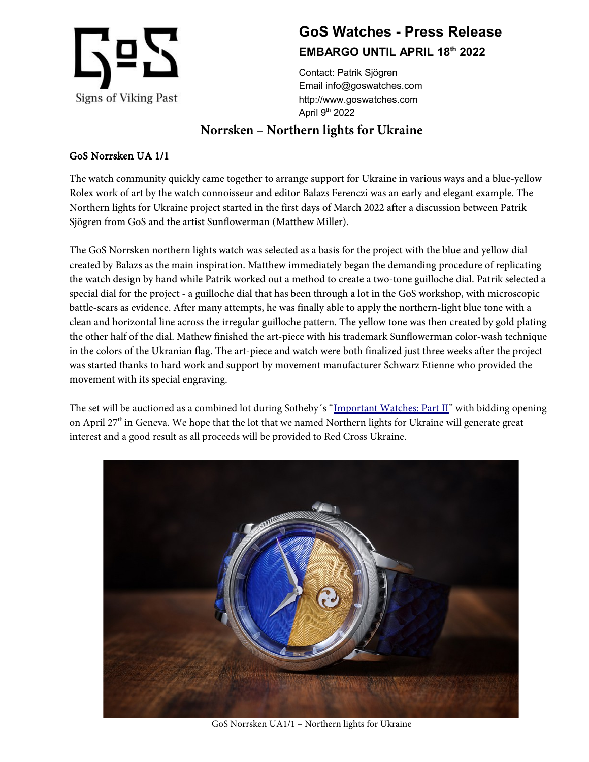GoS

Signs of Viking Past

# GoS Watches - Press Release

**EMBARGO UNTIL APRIL 18th 2022**

Contact: Patrik Sjögren
Email info@goswatches.com
http://www.goswatches.com
April 9th 2022

## Norrsken – Northern lights for Ukraine

### GoS Norrsken UA 1/1

The watch community quickly came together to arrange support for Ukraine in various ways and a blue-yellow Rolex work of art by the watch connoisseur and editor Balazs Ferenczi was an early and elegant example. The Northern lights for Ukraine project started in the first days of March 2022 after a discussion between Patrik Sjögren from GoS and the artist Sunflowerman (Matthew Miller).

The GoS Norrsken northern lights watch was selected as a basis for the project with the blue and yellow dial created by Balazs as the main inspiration. Matthew immediately began the demanding procedure of replicating the watch design by hand while Patrik worked out a method to create a two-tone guilloche dial. Patrik selected a special dial for the project - a guilloche dial that has been through a lot in the GoS workshop, with microscopic battle-scars as evidence. After many attempts, he was finally able to apply the northern-light blue tone with a clean and horizontal line across the irregular guilloche pattern. The yellow tone was then created by gold plating the other half of the dial. Mathew finished the art-piece with his trademark Sunflowerman color-wash technique in the colors of the Ukranian flag. The art-piece and watch were both finalized just three weeks after the project was started thanks to hard work and support by movement manufacturer Schwarz Etienne who provided the movement with its special engraving.

The set will be auctioned as a combined lot during Sotheby´s "Important Watches: Part II" with bidding opening on April 27th in Geneva. We hope that the lot that we named Northern lights for Ukraine will generate great interest and a good result as all proceeds will be provided to Red Cross Ukraine.

GoS Norrsken UA1/1 – Northern lights for Ukraine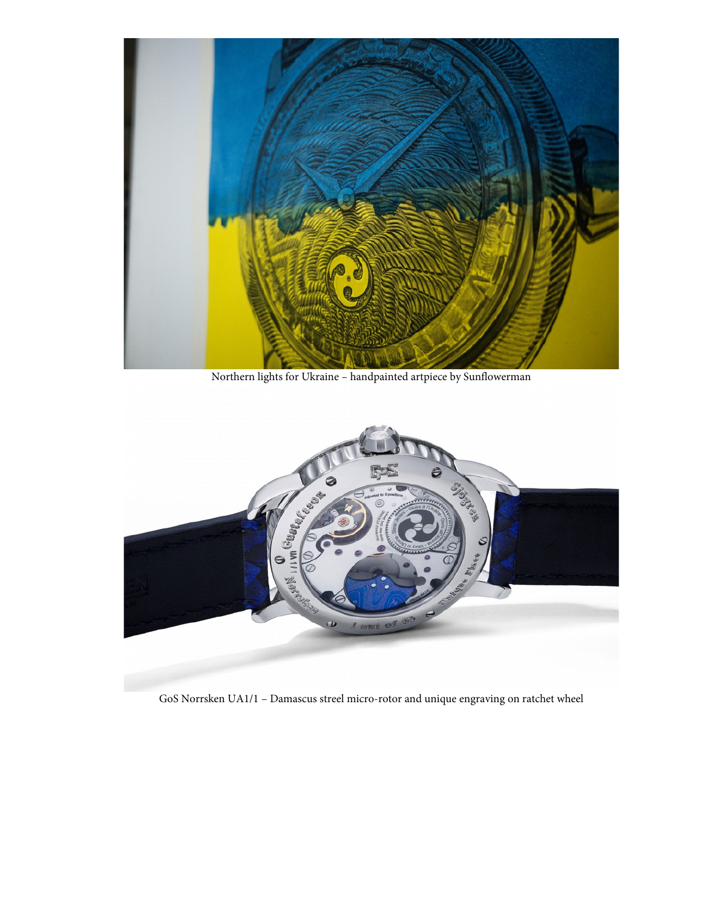Northern lights for Ukraine – handpainted artpiece by Sunflowerman

GoS Norrsken UA1/1 – Damascus streel micro-rotor and unique engraving on ratchet wheel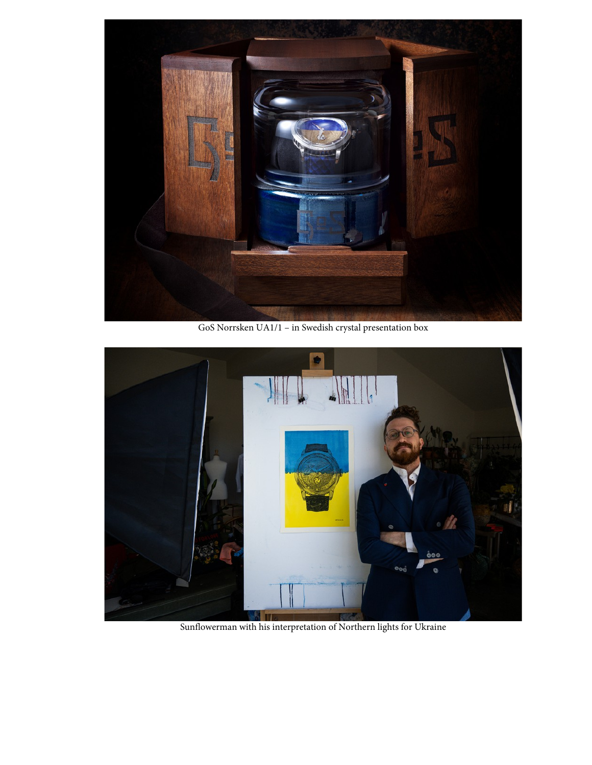GoS Norrsken UA1/1 – in Swedish crystal presentation box

Sunflowerman with his interpretation of Northern lights for Ukraine